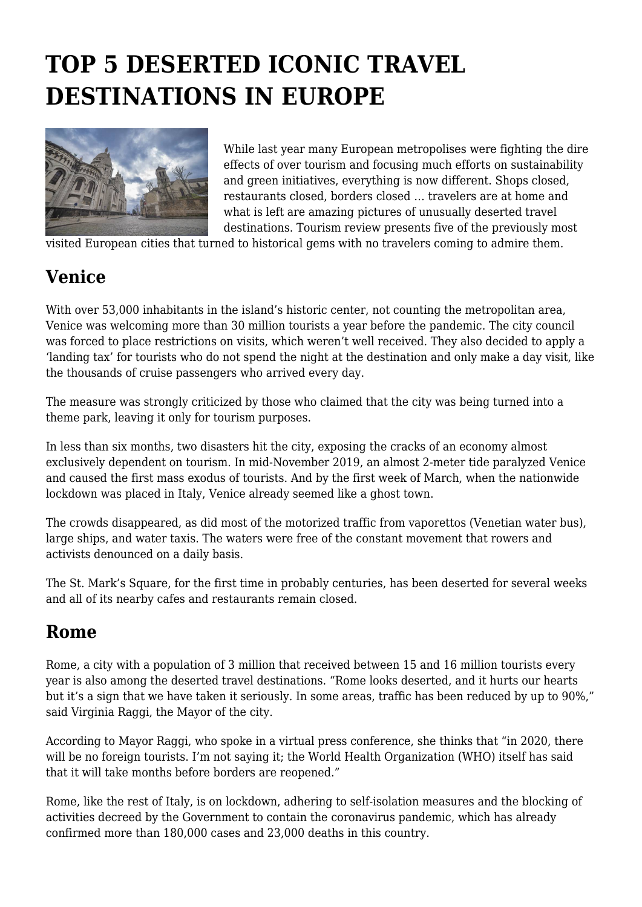# TOP 5 DESERTED ICONIC TRAVEL DESTINATIONS IN EUROPE

While last year many European metropolises were fighting the dire effects of over tourism and focusing much efforts on sustainability and green initiatives, everything is now different. Shops closed, restaurants closed, borders closed … travelers are at home and what is left are amazing pictures of unusually deserted travel destinations. Tourism review presents five of the previously most visited European cities that turned to historical gems with no travelers coming to admire them.

## Venice

With over 53,000 inhabitants in the island's historic center, not counting the metropolitan area, Venice was welcoming more than 30 million tourists a year before the pandemic. The city council was forced to place restrictions on visits, which weren't well received. They also decided to apply a 'landing tax' for tourists who do not spend the night at the destination and only make a day visit, like the thousands of cruise passengers who arrived every day.

The measure was strongly criticized by those who claimed that the city was being turned into a theme park, leaving it only for tourism purposes.

In less than six months, two disasters hit the city, exposing the cracks of an economy almost exclusively dependent on tourism. In mid-November 2019, an almost 2-meter tide paralyzed Venice and caused the first mass exodus of tourists. And by the first week of March, when the nationwide lockdown was placed in Italy, Venice already seemed like a ghost town.

The crowds disappeared, as did most of the motorized traffic from vaporettos (Venetian water bus), large ships, and water taxis. The waters were free of the constant movement that rowers and activists denounced on a daily basis.

The St. Mark's Square, for the first time in probably centuries, has been deserted for several weeks and all of its nearby cafes and restaurants remain closed.

## Rome

Rome, a city with a population of 3 million that received between 15 and 16 million tourists every year is also among the deserted travel destinations. "Rome looks deserted, and it hurts our hearts but it's a sign that we have taken it seriously. In some areas, traffic has been reduced by up to 90%," said Virginia Raggi, the Mayor of the city.

According to Mayor Raggi, who spoke in a virtual press conference, she thinks that "in 2020, there will be no foreign tourists. I'm not saying it; the World Health Organization (WHO) itself has said that it will take months before borders are reopened."

Rome, like the rest of Italy, is on lockdown, adhering to self-isolation measures and the blocking of activities decreed by the Government to contain the coronavirus pandemic, which has already confirmed more than 180,000 cases and 23,000 deaths in this country.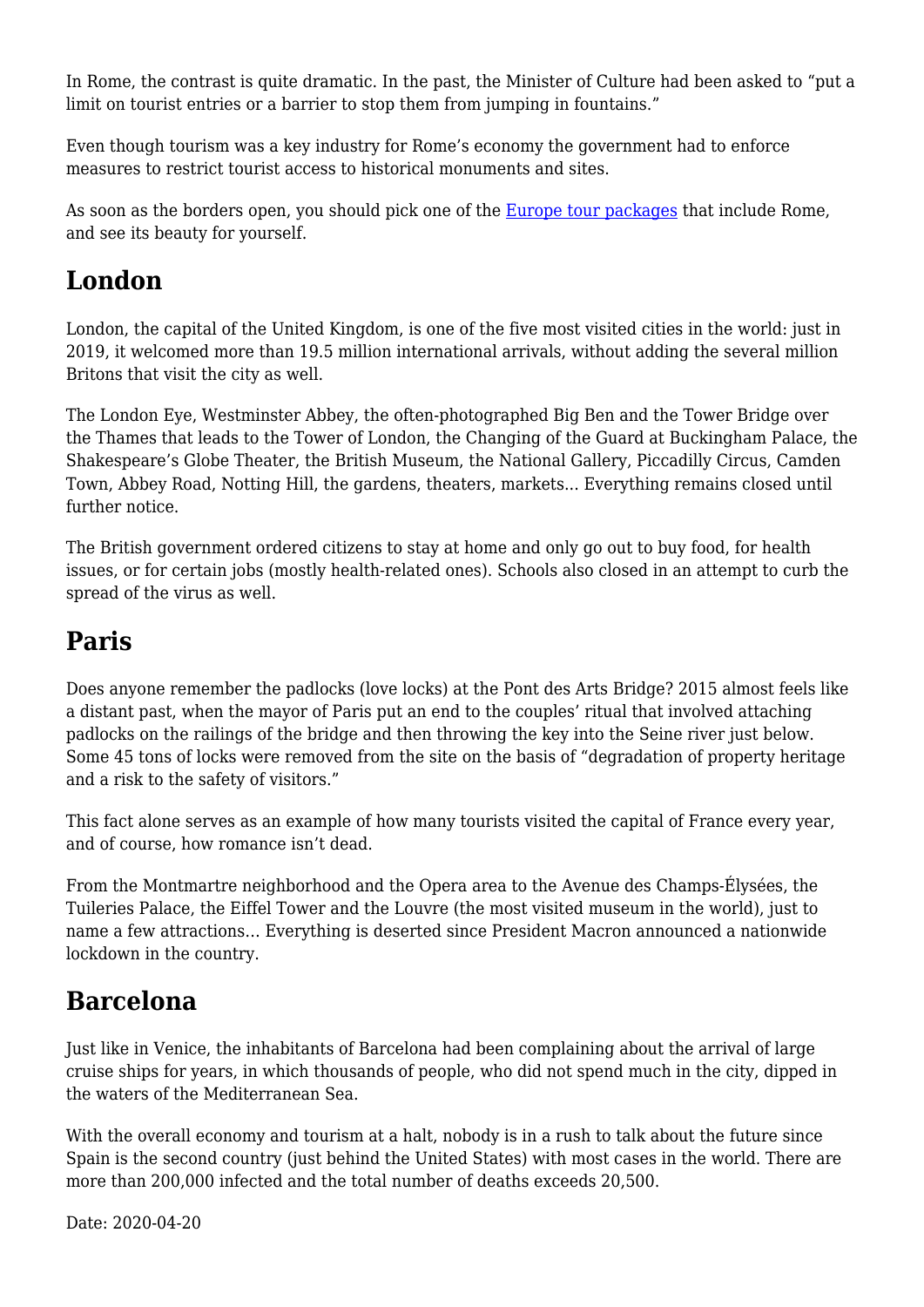In Rome, the contrast is quite dramatic. In the past, the Minister of Culture had been asked to "put a limit on tourist entries or a barrier to stop them from jumping in fountains."

Even though tourism was a key industry for Rome's economy the government had to enforce measures to restrict tourist access to historical monuments and sites.

As soon as the borders open, you should pick one of the [Europe tour packages]() that include Rome, and see its beauty for yourself.

## London

London, the capital of the United Kingdom, is one of the five most visited cities in the world: just in 2019, it welcomed more than 19.5 million international arrivals, without adding the several million Britons that visit the city as well.

The London Eye, Westminster Abbey, the often-photographed Big Ben and the Tower Bridge over the Thames that leads to the Tower of London, the Changing of the Guard at Buckingham Palace, the Shakespeare's Globe Theater, the British Museum, the National Gallery, Piccadilly Circus, Camden Town, Abbey Road, Notting Hill, the gardens, theaters, markets... Everything remains closed until further notice.

The British government ordered citizens to stay at home and only go out to buy food, for health issues, or for certain jobs (mostly health-related ones). Schools also closed in an attempt to curb the spread of the virus as well.

## Paris

Does anyone remember the padlocks (love locks) at the Pont des Arts Bridge? 2015 almost feels like a distant past, when the mayor of Paris put an end to the couples' ritual that involved attaching padlocks on the railings of the bridge and then throwing the key into the Seine river just below. Some 45 tons of locks were removed from the site on the basis of "degradation of property heritage and a risk to the safety of visitors."

This fact alone serves as an example of how many tourists visited the capital of France every year, and of course, how romance isn't dead.

From the Montmartre neighborhood and the Opera area to the Avenue des Champs-Élysées, the Tuileries Palace, the Eiffel Tower and the Louvre (the most visited museum in the world), just to name a few attractions… Everything is deserted since President Macron announced a nationwide lockdown in the country.

## Barcelona

Just like in Venice, the inhabitants of Barcelona had been complaining about the arrival of large cruise ships for years, in which thousands of people, who did not spend much in the city, dipped in the waters of the Mediterranean Sea.

With the overall economy and tourism at a halt, nobody is in a rush to talk about the future since Spain is the second country (just behind the United States) with most cases in the world. There are more than 200,000 infected and the total number of deaths exceeds 20,500.

Date: 2020-04-20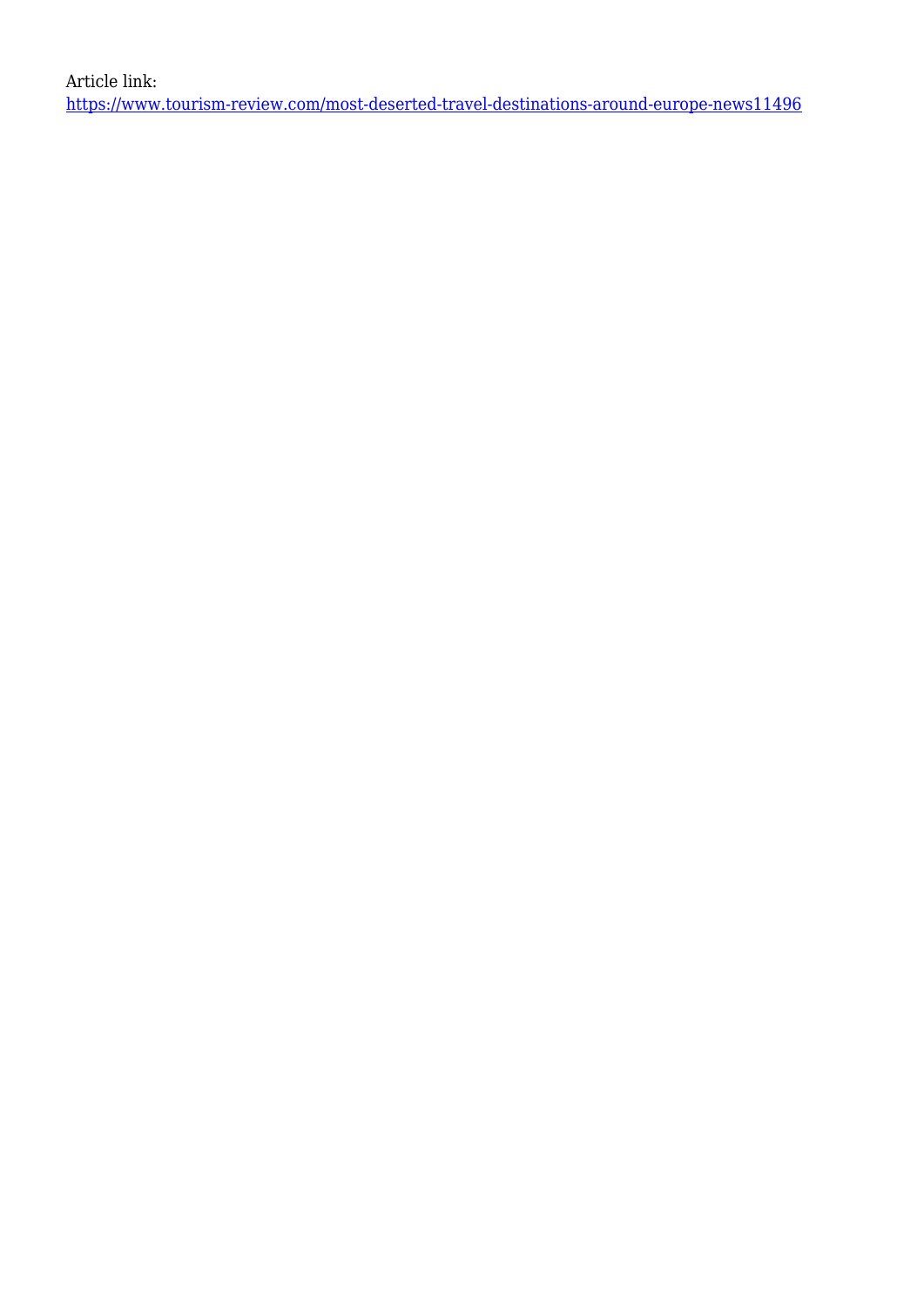Article link:
https://www.tourism-review.com/most-deserted-travel-destinations-around-europe-news11496